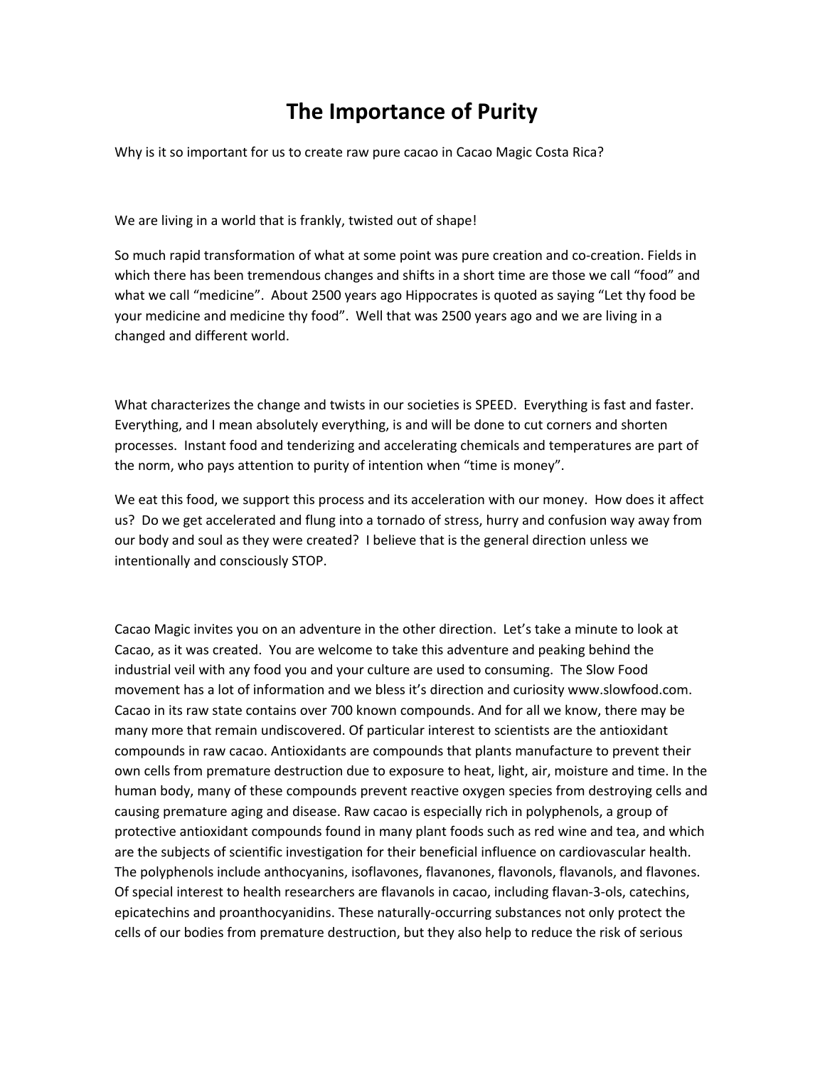# The Importance of Purity

Why is it so important for us to create raw pure cacao in Cacao Magic Costa Rica?

We are living in a world that is frankly, twisted out of shape!

So much rapid transformation of what at some point was pure creation and co-creation. Fields in which there has been tremendous changes and shifts in a short time are those we call "food" and what we call "medicine". About 2500 years ago Hippocrates is quoted as saying "Let thy food be your medicine and medicine thy food". Well that was 2500 years ago and we are living in a changed and different world.

What characterizes the change and twists in our societies is SPEED. Everything is fast and faster. Everything, and I mean absolutely everything, is and will be done to cut corners and shorten processes. Instant food and tenderizing and accelerating chemicals and temperatures are part of the norm, who pays attention to purity of intention when "time is money".

We eat this food, we support this process and its acceleration with our money. How does it affect us? Do we get accelerated and flung into a tornado of stress, hurry and confusion way away from our body and soul as they were created? I believe that is the general direction unless we intentionally and consciously STOP.

Cacao Magic invites you on an adventure in the other direction. Let's take a minute to look at Cacao, as it was created. You are welcome to take this adventure and peaking behind the industrial veil with any food you and your culture are used to consuming. The Slow Food movement has a lot of information and we bless it's direction and curiosity www.slowfood.com. Cacao in its raw state contains over 700 known compounds. And for all we know, there may be many more that remain undiscovered. Of particular interest to scientists are the antioxidant compounds in raw cacao. Antioxidants are compounds that plants manufacture to prevent their own cells from premature destruction due to exposure to heat, light, air, moisture and time. In the human body, many of these compounds prevent reactive oxygen species from destroying cells and causing premature aging and disease. Raw cacao is especially rich in polyphenols, a group of protective antioxidant compounds found in many plant foods such as red wine and tea, and which are the subjects of scientific investigation for their beneficial influence on cardiovascular health. The polyphenols include anthocyanins, isoflavones, flavanones, flavonols, flavanols, and flavones. Of special interest to health researchers are flavanols in cacao, including flavan-3-ols, catechins, epicatechins and proanthocyanidins. These naturally-occurring substances not only protect the cells of our bodies from premature destruction, but they also help to reduce the risk of serious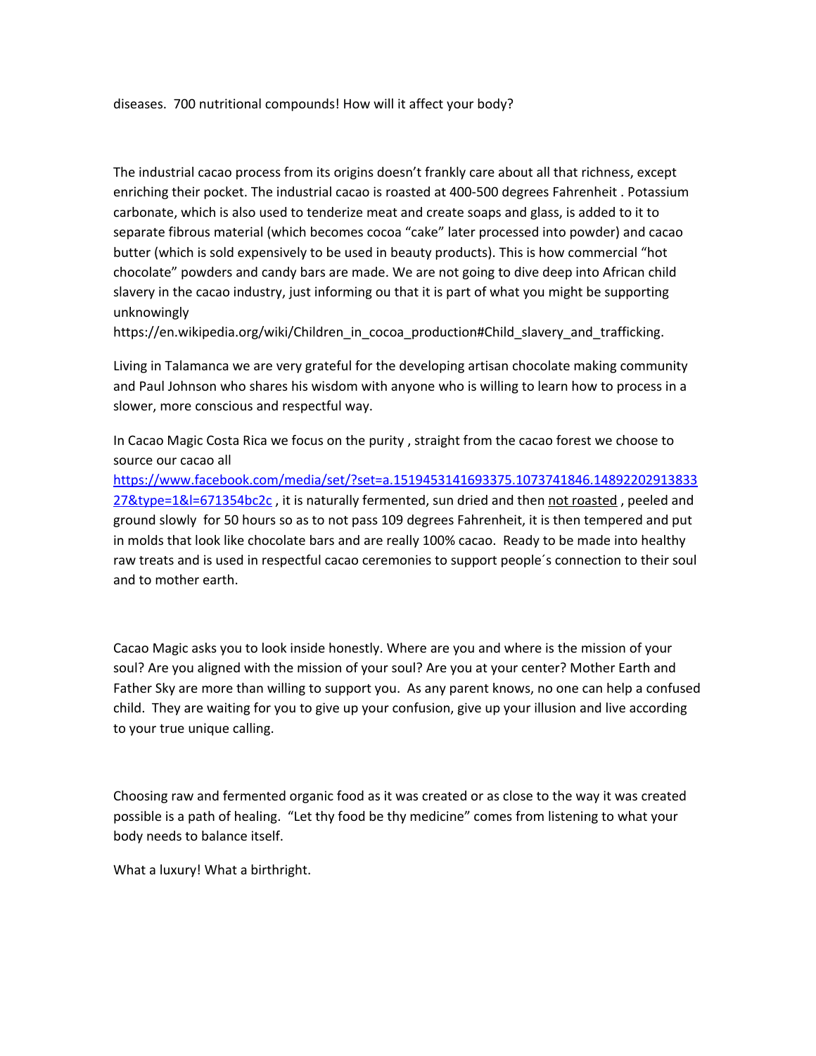diseases. 700 nutritional compounds! How will it affect your body?

The industrial cacao process from its origins doesn't frankly care about all that richness, except enriching their pocket. The industrial cacao is roasted at 400-500 degrees Fahrenheit . Potassium carbonate, which is also used to tenderize meat and create soaps and glass, is added to it to separate fibrous material (which becomes cocoa "cake" later processed into powder) and cacao butter (which is sold expensively to be used in beauty products). This is how commercial "hot chocolate" powders and candy bars are made. We are not going to dive deep into African child slavery in the cacao industry, just informing ou that it is part of what you might be supporting unknowingly https://en.wikipedia.org/wiki/Children_in_cocoa_production#Child_slavery_and_trafficking.

Living in Talamanca we are very grateful for the developing artisan chocolate making community and Paul Johnson who shares his wisdom with anyone who is willing to learn how to process in a slower, more conscious and respectful way.

In Cacao Magic Costa Rica we focus on the purity , straight from the cacao forest we choose to source our cacao all [https://www.facebook.com/media/set/?set=a.1519453141693375.1073741846.1489220291383327&type=1&l=671354bc2c](https://www.facebook.com/media/set/?set=a.1519453141693375.1073741846.1489220291383327&type=1&l=671354bc2c) , it is naturally fermented, sun dried and then <u>not roasted</u> , peeled and ground slowly for 50 hours so as to not pass 109 degrees Fahrenheit, it is then tempered and put in molds that look like chocolate bars and are really 100% cacao. Ready to be made into healthy raw treats and is used in respectful cacao ceremonies to support people´s connection to their soul and to mother earth.

Cacao Magic asks you to look inside honestly. Where are you and where is the mission of your soul? Are you aligned with the mission of your soul? Are you at your center? Mother Earth and Father Sky are more than willing to support you. As any parent knows, no one can help a confused child. They are waiting for you to give up your confusion, give up your illusion and live according to your true unique calling.

Choosing raw and fermented organic food as it was created or as close to the way it was created possible is a path of healing. "Let thy food be thy medicine" comes from listening to what your body needs to balance itself.

What a luxury! What a birthright.